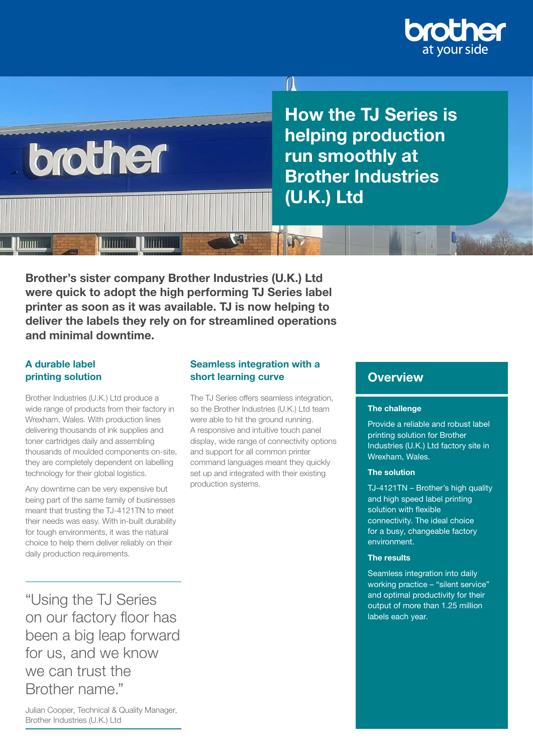# How the TJ Series is helping production run smoothly at Brother Industries (U.K.) Ltd

**Brother's sister company Brother Industries (U.K.) Ltd were quick to adopt the high performing TJ Series label printer as soon as it was available. TJ is now helping to deliver the labels they rely on for streamlined operations and minimal downtime.**

## A durable label printing solution

Brother Industries (U.K.) Ltd produce a wide range of products from their factory in Wrexham, Wales. With production lines delivering thousands of ink supplies and toner cartridges daily and assembling thousands of moulded components on-site, they are completely dependent on labelling technology for their global logistics.

Any downtime can be very expensive but being part of the same family of businesses meant that trusting the TJ-4121TN to meet their needs was easy. With in-built durability for tough environments, it was the natural choice to help them deliver reliably on their daily production requirements.

> "Using the TJ Series on our factory floor has been a big leap forward for us, and we know we can trust the Brother name."
>
> Julian Cooper, Technical & Quality Manager, Brother Industries (U.K.) Ltd

## Seamless integration with a short learning curve

The TJ Series offers seamless integration, so the Brother Industries (U.K.) Ltd team were able to hit the ground running. A responsive and intuitive touch panel display, wide range of connectivity options and support for all common printer command languages meant they quickly set up and integrated with their existing production systems.

## Overview

### The challenge

Provide a reliable and robust label printing solution for Brother Industries (U.K.) Ltd factory site in Wrexham, Wales.

### The solution

TJ-4121TN – Brother's high quality and high speed label printing solution with flexible connectivity. The ideal choice for a busy, changeable factory environment.

### The results

Seamless integration into daily working practice – "silent service" and optimal productivity for their output of more than 1.25 million labels each year.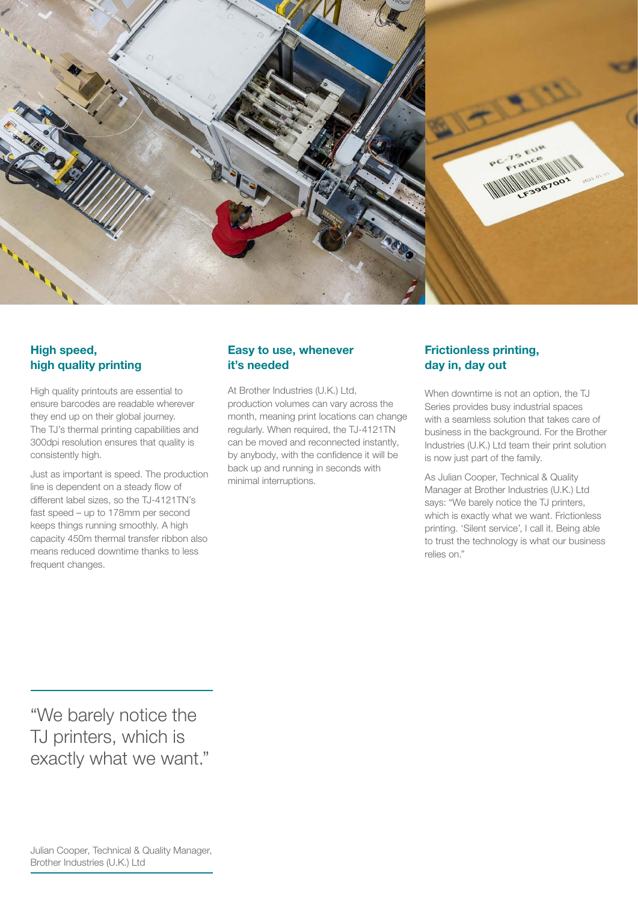### High speed, high quality printing

High quality printouts are essential to ensure barcodes are readable wherever they end up on their global journey. The TJ's thermal printing capabilities and 300dpi resolution ensures that quality is consistently high.

Just as important is speed. The production line is dependent on a steady flow of different label sizes, so the TJ-4121TN's fast speed – up to 178mm per second keeps things running smoothly. A high capacity 450m thermal transfer ribbon also means reduced downtime thanks to less frequent changes.

### Easy to use, whenever it's needed

At Brother Industries (U.K.) Ltd, production volumes can vary across the month, meaning print locations can change regularly. When required, the TJ-4121TN can be moved and reconnected instantly, by anybody, with the confidence it will be back up and running in seconds with minimal interruptions.

### Frictionless printing, day in, day out

When downtime is not an option, the TJ Series provides busy industrial spaces with a seamless solution that takes care of business in the background. For the Brother Industries (U.K.) Ltd team their print solution is now just part of the family.

As Julian Cooper, Technical & Quality Manager at Brother Industries (U.K.) Ltd says: "We barely notice the TJ printers, which is exactly what we want. Frictionless printing. 'Silent service', I call it. Being able to trust the technology is what our business relies on."

> "We barely notice the TJ printers, which is exactly what we want."
>
> Julian Cooper, Technical & Quality Manager, Brother Industries (U.K.) Ltd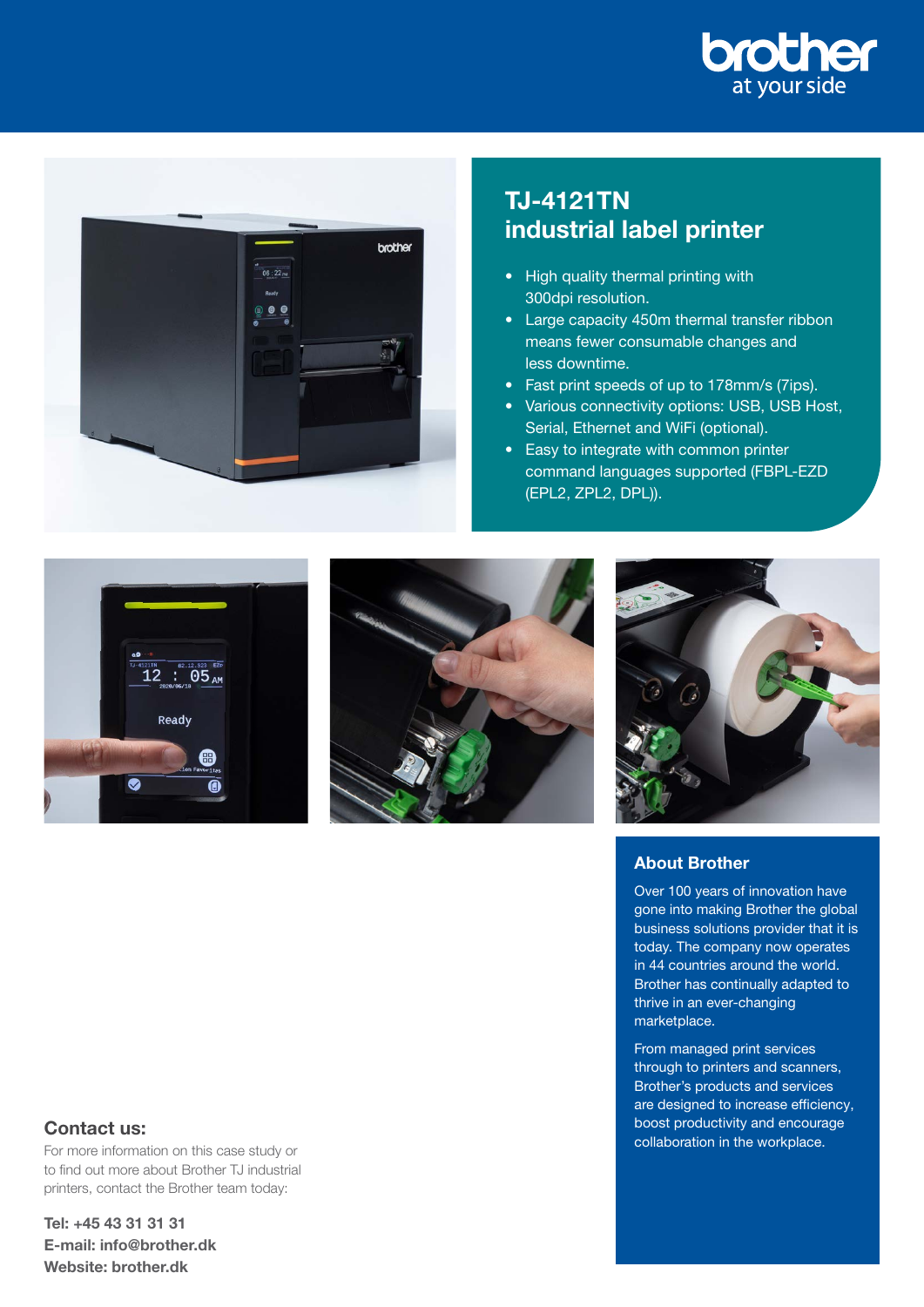## TJ-4121TN industrial label printer

- High quality thermal printing with 300dpi resolution.
- Large capacity 450m thermal transfer ribbon means fewer consumable changes and less downtime.
- Fast print speeds of up to 178mm/s (7ips).
- Various connectivity options: USB, USB Host, Serial, Ethernet and WiFi (optional).
- Easy to integrate with common printer command languages supported (FBPL-EZD (EPL2, ZPL2, DPL)).

### About Brother

Over 100 years of innovation have gone into making Brother the global business solutions provider that it is today. The company now operates in 44 countries around the world. Brother has continually adapted to thrive in an ever-changing marketplace.

From managed print services through to printers and scanners, Brother's products and services are designed to increase efficiency, boost productivity and encourage collaboration in the workplace.

### Contact us:

For more information on this case study or to find out more about Brother TJ industrial printers, contact the Brother team today:

**Tel: +45 43 31 31 31**
**E-mail: info@brother.dk**
**Website: brother.dk**